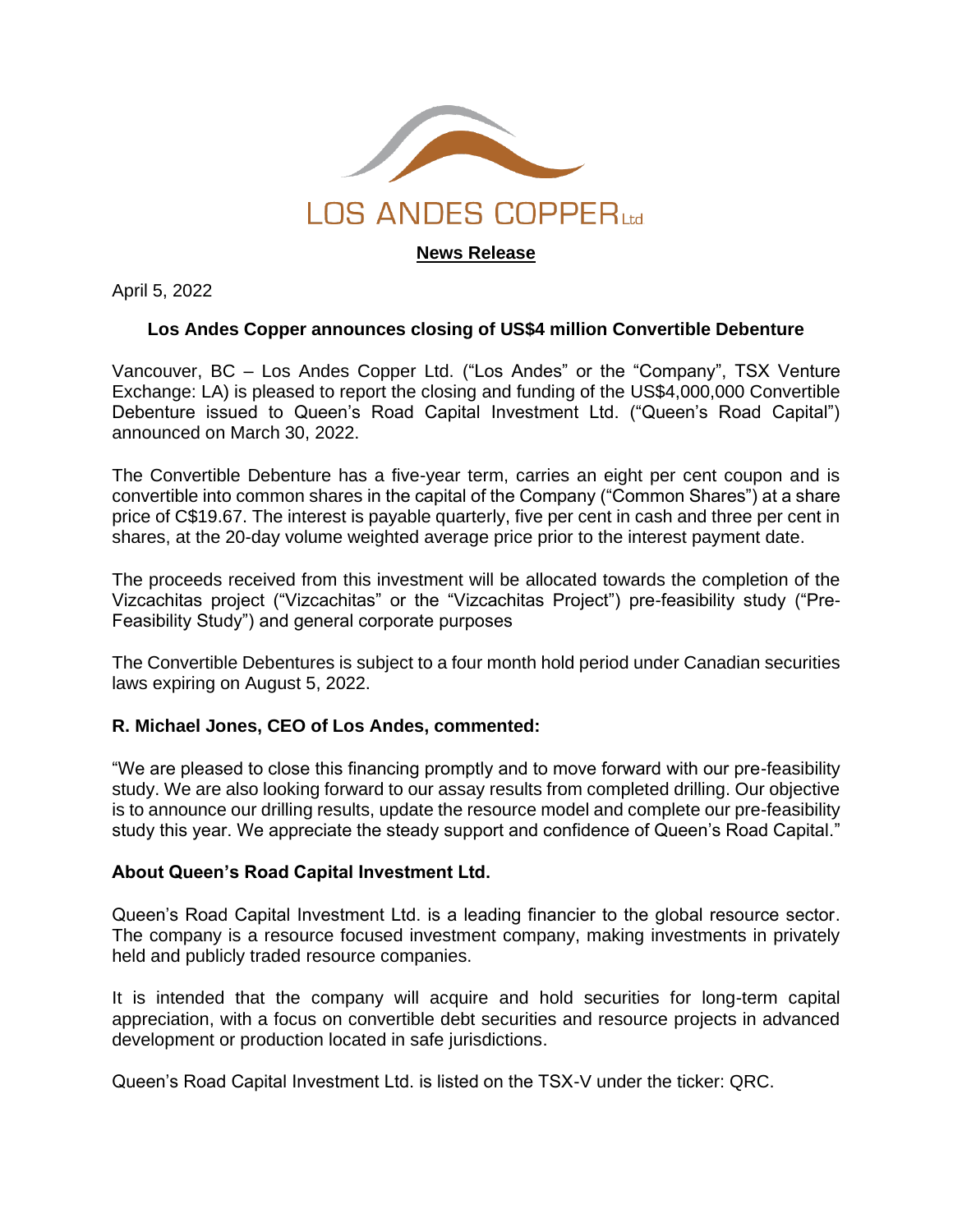LOS ANDES COPPER Ltd

**News Release**

April 5, 2022

### Los Andes Copper announces closing of US$4 million Convertible Debenture

Vancouver, BC – Los Andes Copper Ltd. ("Los Andes" or the "Company", TSX Venture Exchange: LA) is pleased to report the closing and funding of the US$4,000,000 Convertible Debenture issued to Queen's Road Capital Investment Ltd. ("Queen's Road Capital") announced on March 30, 2022.

The Convertible Debenture has a five-year term, carries an eight per cent coupon and is convertible into common shares in the capital of the Company ("Common Shares") at a share price of C$19.67. The interest is payable quarterly, five per cent in cash and three per cent in shares, at the 20-day volume weighted average price prior to the interest payment date.

The proceeds received from this investment will be allocated towards the completion of the Vizcachitas project ("Vizcachitas" or the "Vizcachitas Project") pre-feasibility study ("Pre-Feasibility Study") and general corporate purposes

The Convertible Debentures is subject to a four month hold period under Canadian securities laws expiring on August 5, 2022.

**R. Michael Jones, CEO of Los Andes, commented:**

"We are pleased to close this financing promptly and to move forward with our pre-feasibility study. We are also looking forward to our assay results from completed drilling. Our objective is to announce our drilling results, update the resource model and complete our pre-feasibility study this year. We appreciate the steady support and confidence of Queen's Road Capital."

**About Queen's Road Capital Investment Ltd.**

Queen's Road Capital Investment Ltd. is a leading financier to the global resource sector. The company is a resource focused investment company, making investments in privately held and publicly traded resource companies.

It is intended that the company will acquire and hold securities for long-term capital appreciation, with a focus on convertible debt securities and resource projects in advanced development or production located in safe jurisdictions.

Queen's Road Capital Investment Ltd. is listed on the TSX-V under the ticker: QRC.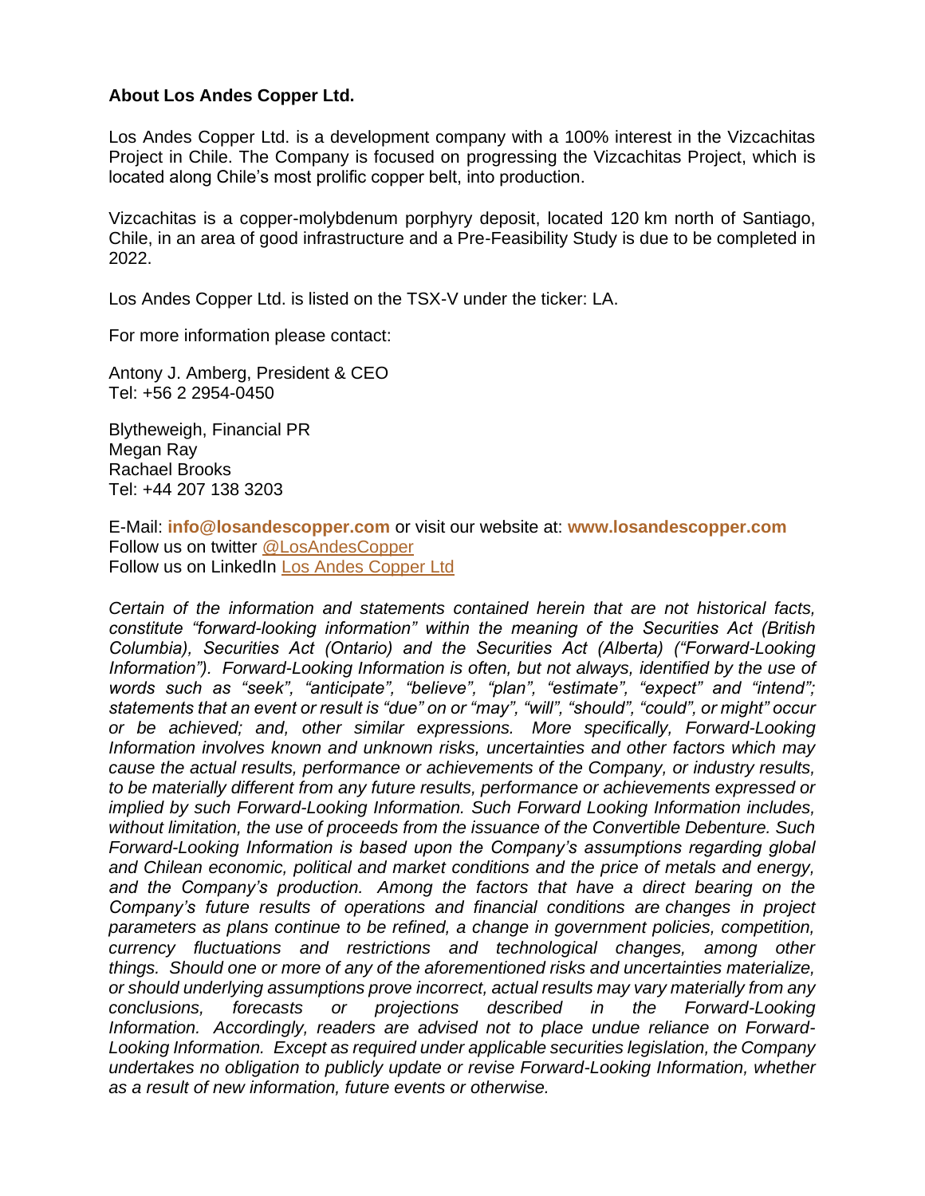**About Los Andes Copper Ltd.**

Los Andes Copper Ltd. is a development company with a 100% interest in the Vizcachitas Project in Chile. The Company is focused on progressing the Vizcachitas Project, which is located along Chile's most prolific copper belt, into production.

Vizcachitas is a copper-molybdenum porphyry deposit, located 120 km north of Santiago, Chile, in an area of good infrastructure and a Pre-Feasibility Study is due to be completed in 2022.

Los Andes Copper Ltd. is listed on the TSX-V under the ticker: LA.

For more information please contact:

Antony J. Amberg, President & CEO
Tel: +56 2 2954-0450

Blytheweigh, Financial PR
Megan Ray
Rachael Brooks
Tel: +44 207 138 3203

E-Mail: **info@losandescopper.com** or visit our website at: **www.losandescopper.com**
Follow us on twitter [@LosAndesCopper](@LosAndesCopper)
Follow us on LinkedIn [Los Andes Copper Ltd](Los Andes Copper Ltd)

*Certain of the information and statements contained herein that are not historical facts, constitute "forward-looking information" within the meaning of the Securities Act (British Columbia), Securities Act (Ontario) and the Securities Act (Alberta) ("Forward-Looking Information"). Forward-Looking Information is often, but not always, identified by the use of words such as "seek", "anticipate", "believe", "plan", "estimate", "expect" and "intend"; statements that an event or result is "due" on or "may", "will", "should", "could", or might" occur or be achieved; and, other similar expressions. More specifically, Forward-Looking Information involves known and unknown risks, uncertainties and other factors which may cause the actual results, performance or achievements of the Company, or industry results, to be materially different from any future results, performance or achievements expressed or implied by such Forward-Looking Information. Such Forward Looking Information includes, without limitation, the use of proceeds from the issuance of the Convertible Debenture. Such Forward-Looking Information is based upon the Company's assumptions regarding global and Chilean economic, political and market conditions and the price of metals and energy, and the Company's production. Among the factors that have a direct bearing on the Company's future results of operations and financial conditions are changes in project parameters as plans continue to be refined, a change in government policies, competition, currency fluctuations and restrictions and technological changes, among other things. Should one or more of any of the aforementioned risks and uncertainties materialize, or should underlying assumptions prove incorrect, actual results may vary materially from any conclusions, forecasts or projections described in the Forward-Looking Information. Accordingly, readers are advised not to place undue reliance on Forward-Looking Information. Except as required under applicable securities legislation, the Company undertakes no obligation to publicly update or revise Forward-Looking Information, whether as a result of new information, future events or otherwise.*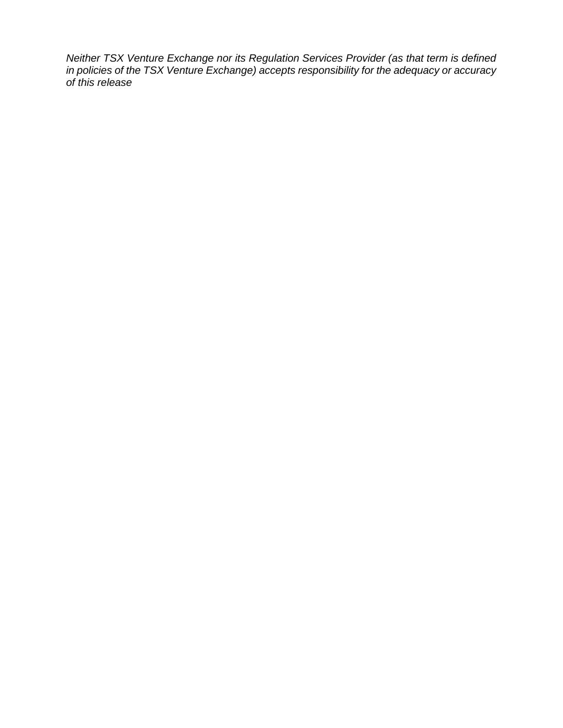*Neither TSX Venture Exchange nor its Regulation Services Provider (as that term is defined in policies of the TSX Venture Exchange) accepts responsibility for the adequacy or accuracy of this release*